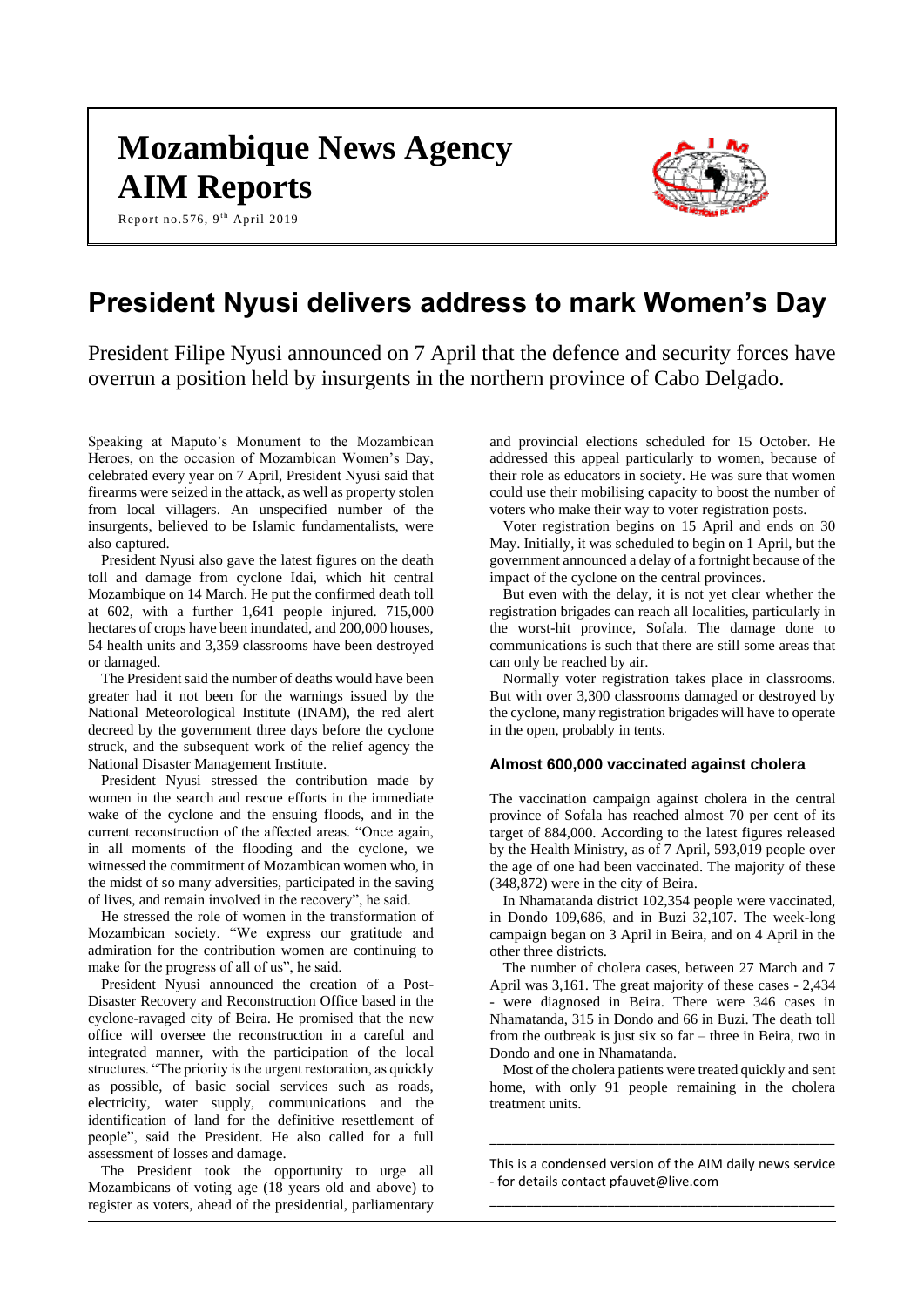# Mozambique News Agency
# AIM Reports

Report no.576, 9th April 2019

# President Nyusi delivers address to mark Women's Day

President Filipe Nyusi announced on 7 April that the defence and security forces have overrun a position held by insurgents in the northern province of Cabo Delgado.

Speaking at Maputo's Monument to the Mozambican Heroes, on the occasion of Mozambican Women's Day, celebrated every year on 7 April, President Nyusi said that firearms were seized in the attack, as well as property stolen from local villagers. An unspecified number of the insurgents, believed to be Islamic fundamentalists, were also captured.

President Nyusi also gave the latest figures on the death toll and damage from cyclone Idai, which hit central Mozambique on 14 March. He put the confirmed death toll at 602, with a further 1,641 people injured. 715,000 hectares of crops have been inundated, and 200,000 houses, 54 health units and 3,359 classrooms have been destroyed or damaged.

The President said the number of deaths would have been greater had it not been for the warnings issued by the National Meteorological Institute (INAM), the red alert decreed by the government three days before the cyclone struck, and the subsequent work of the relief agency the National Disaster Management Institute.

President Nyusi stressed the contribution made by women in the search and rescue efforts in the immediate wake of the cyclone and the ensuing floods, and in the current reconstruction of the affected areas. "Once again, in all moments of the flooding and the cyclone, we witnessed the commitment of Mozambican women who, in the midst of so many adversities, participated in the saving of lives, and remain involved in the recovery", he said.

He stressed the role of women in the transformation of Mozambican society. "We express our gratitude and admiration for the contribution women are continuing to make for the progress of all of us", he said.

President Nyusi announced the creation of a Post-Disaster Recovery and Reconstruction Office based in the cyclone-ravaged city of Beira. He promised that the new office will oversee the reconstruction in a careful and integrated manner, with the participation of the local structures. "The priority is the urgent restoration, as quickly as possible, of basic social services such as roads, electricity, water supply, communications and the identification of land for the definitive resettlement of people", said the President. He also called for a full assessment of losses and damage.

The President took the opportunity to urge all Mozambicans of voting age (18 years old and above) to register as voters, ahead of the presidential, parliamentary and provincial elections scheduled for 15 October. He addressed this appeal particularly to women, because of their role as educators in society. He was sure that women could use their mobilising capacity to boost the number of voters who make their way to voter registration posts.

Voter registration begins on 15 April and ends on 30 May. Initially, it was scheduled to begin on 1 April, but the government announced a delay of a fortnight because of the impact of the cyclone on the central provinces.

But even with the delay, it is not yet clear whether the registration brigades can reach all localities, particularly in the worst-hit province, Sofala. The damage done to communications is such that there are still some areas that can only be reached by air.

Normally voter registration takes place in classrooms. But with over 3,300 classrooms damaged or destroyed by the cyclone, many registration brigades will have to operate in the open, probably in tents.

### Almost 600,000 vaccinated against cholera

The vaccination campaign against cholera in the central province of Sofala has reached almost 70 per cent of its target of 884,000. According to the latest figures released by the Health Ministry, as of 7 April, 593,019 people over the age of one had been vaccinated. The majority of these (348,872) were in the city of Beira.

In Nhamatanda district 102,354 people were vaccinated, in Dondo 109,686, and in Buzi 32,107. The week-long campaign began on 3 April in Beira, and on 4 April in the other three districts.

The number of cholera cases, between 27 March and 7 April was 3,161. The great majority of these cases - 2,434 - were diagnosed in Beira. There were 346 cases in Nhamatanda, 315 in Dondo and 66 in Buzi. The death toll from the outbreak is just six so far – three in Beira, two in Dondo and one in Nhamatanda.

Most of the cholera patients were treated quickly and sent home, with only 91 people remaining in the cholera treatment units.

---

This is a condensed version of the AIM daily news service - for details contact pfauvet@live.com

---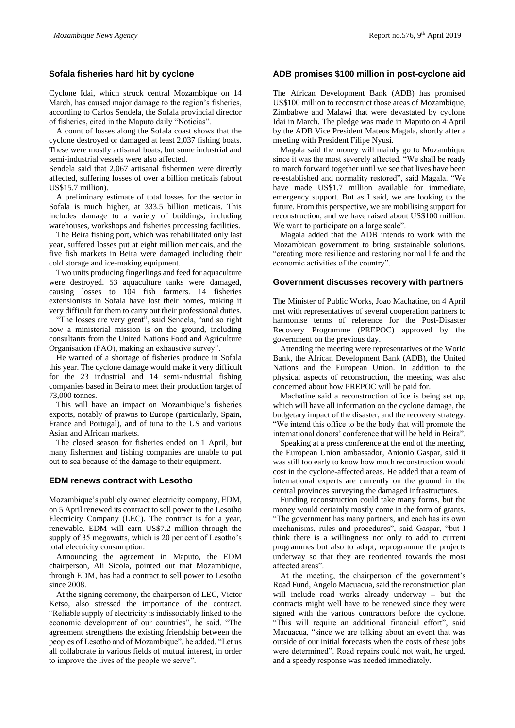## Sofala fisheries hard hit by cyclone

Cyclone Idai, which struck central Mozambique on 14 March, has caused major damage to the region's fisheries, according to Carlos Sendela, the Sofala provincial director of fisheries, cited in the Maputo daily "Noticias".

A count of losses along the Sofala coast shows that the cyclone destroyed or damaged at least 2,037 fishing boats. These were mostly artisanal boats, but some industrial and semi-industrial vessels were also affected.

Sendela said that 2,067 artisanal fishermen were directly affected, suffering losses of over a billion meticais (about US$15.7 million).

A preliminary estimate of total losses for the sector in Sofala is much higher, at 333.5 billion meticais. This includes damage to a variety of buildings, including warehouses, workshops and fisheries processing facilities.

The Beira fishing port, which was rehabilitated only last year, suffered losses put at eight million meticais, and the five fish markets in Beira were damaged including their cold storage and ice-making equipment.

Two units producing fingerlings and feed for aquaculture were destroyed. 53 aquaculture tanks were damaged, causing losses to 104 fish farmers. 14 fisheries extensionists in Sofala have lost their homes, making it very difficult for them to carry out their professional duties.

"The losses are very great", said Sendela, "and so right now a ministerial mission is on the ground, including consultants from the United Nations Food and Agriculture Organisation (FAO), making an exhaustive survey".

He warned of a shortage of fisheries produce in Sofala this year. The cyclone damage would make it very difficult for the 23 industrial and 14 semi-industrial fishing companies based in Beira to meet their production target of 73,000 tonnes.

This will have an impact on Mozambique's fisheries exports, notably of prawns to Europe (particularly, Spain, France and Portugal), and of tuna to the US and various Asian and African markets.

The closed season for fisheries ended on 1 April, but many fishermen and fishing companies are unable to put out to sea because of the damage to their equipment.

## EDM renews contract with Lesotho

Mozambique's publicly owned electricity company, EDM, on 5 April renewed its contract to sell power to the Lesotho Electricity Company (LEC). The contract is for a year, renewable. EDM will earn US$7.2 million through the supply of 35 megawatts, which is 20 per cent of Lesotho's total electricity consumption.

Announcing the agreement in Maputo, the EDM chairperson, Ali Sicola, pointed out that Mozambique, through EDM, has had a contract to sell power to Lesotho since 2008.

At the signing ceremony, the chairperson of LEC, Victor Ketso, also stressed the importance of the contract. "Reliable supply of electricity is indissociably linked to the economic development of our countries", he said. "The agreement strengthens the existing friendship between the peoples of Lesotho and of Mozambique", he added. "Let us all collaborate in various fields of mutual interest, in order to improve the lives of the people we serve".

## ADB promises $100 million in post-cyclone aid

The African Development Bank (ADB) has promised US$100 million to reconstruct those areas of Mozambique, Zimbabwe and Malawi that were devastated by cyclone Idai in March. The pledge was made in Maputo on 4 April by the ADB Vice President Mateus Magala, shortly after a meeting with President Filipe Nyusi.

Magala said the money will mainly go to Mozambique since it was the most severely affected. "We shall be ready to march forward together until we see that lives have been re-established and normality restored", said Magala. "We have made US$1.7 million available for immediate, emergency support. But as I said, we are looking to the future. From this perspective, we are mobilising support for reconstruction, and we have raised about US$100 million. We want to participate on a large scale".

Magala added that the ADB intends to work with the Mozambican government to bring sustainable solutions, "creating more resilience and restoring normal life and the economic activities of the country".

## Government discusses recovery with partners

The Minister of Public Works, Joao Machatine, on 4 April met with representatives of several cooperation partners to harmonise terms of reference for the Post-Disaster Recovery Programme (PREPOC) approved by the government on the previous day.

Attending the meeting were representatives of the World Bank, the African Development Bank (ADB), the United Nations and the European Union. In addition to the physical aspects of reconstruction, the meeting was also concerned about how PREPOC will be paid for.

Machatine said a reconstruction office is being set up, which will have all information on the cyclone damage, the budgetary impact of the disaster, and the recovery strategy. "We intend this office to be the body that will promote the international donors' conference that will be held in Beira".

Speaking at a press conference at the end of the meeting, the European Union ambassador, Antonio Gaspar, said it was still too early to know how much reconstruction would cost in the cyclone-affected areas. He added that a team of international experts are currently on the ground in the central provinces surveying the damaged infrastructures.

Funding reconstruction could take many forms, but the money would certainly mostly come in the form of grants. "The government has many partners, and each has its own mechanisms, rules and procedures", said Gaspar, "but I think there is a willingness not only to add to current programmes but also to adapt, reprogramme the projects underway so that they are reoriented towards the most affected areas".

At the meeting, the chairperson of the government's Road Fund, Angelo Macuacua, said the reconstruction plan will include road works already underway – but the contracts might well have to be renewed since they were signed with the various contractors before the cyclone. "This will require an additional financial effort", said Macuacua, "since we are talking about an event that was outside of our initial forecasts when the costs of these jobs were determined". Road repairs could not wait, he urged, and a speedy response was needed immediately.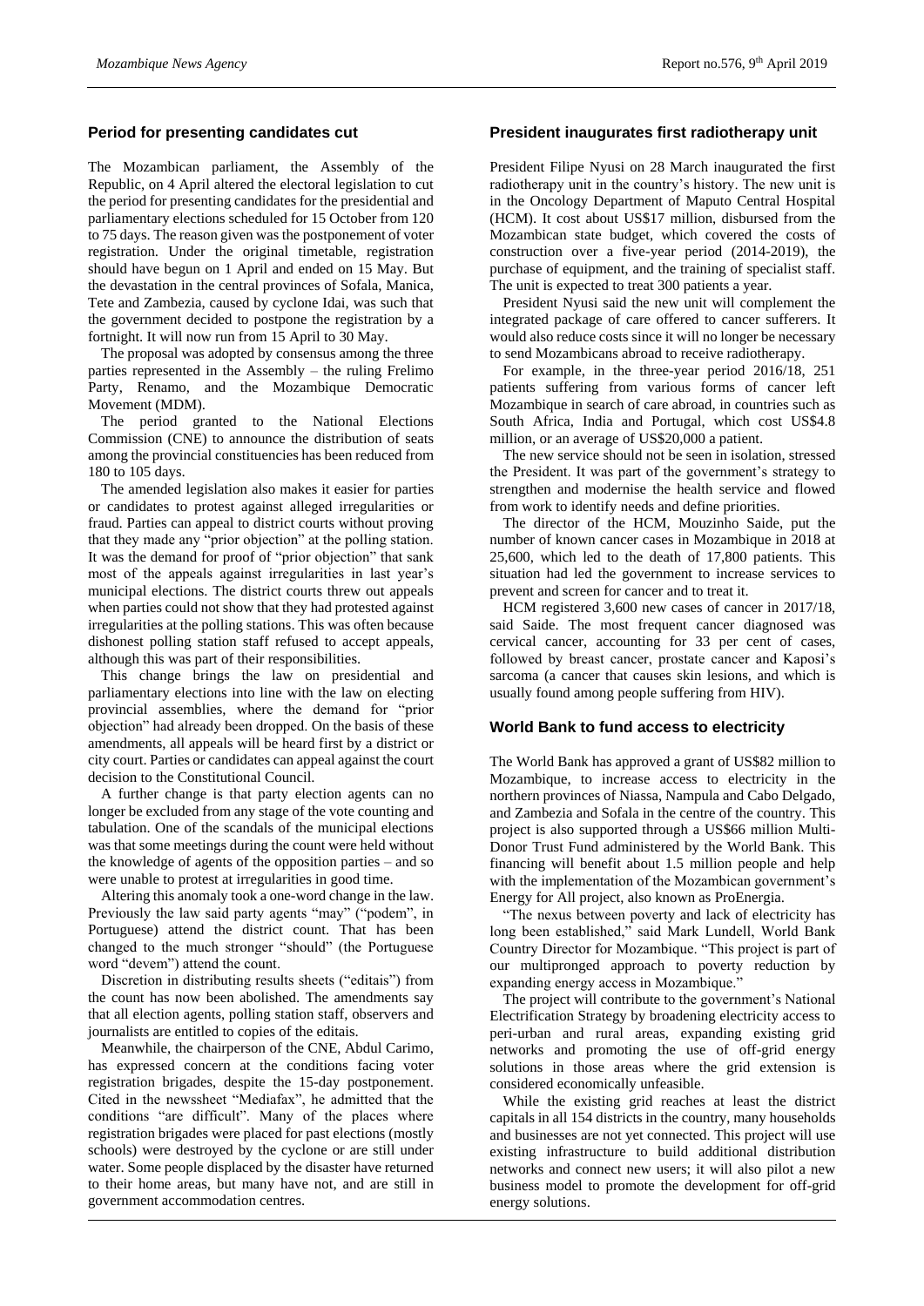## Period for presenting candidates cut

The Mozambican parliament, the Assembly of the Republic, on 4 April altered the electoral legislation to cut the period for presenting candidates for the presidential and parliamentary elections scheduled for 15 October from 120 to 75 days. The reason given was the postponement of voter registration. Under the original timetable, registration should have begun on 1 April and ended on 15 May. But the devastation in the central provinces of Sofala, Manica, Tete and Zambezia, caused by cyclone Idai, was such that the government decided to postpone the registration by a fortnight. It will now run from 15 April to 30 May.

The proposal was adopted by consensus among the three parties represented in the Assembly – the ruling Frelimo Party, Renamo, and the Mozambique Democratic Movement (MDM).

The period granted to the National Elections Commission (CNE) to announce the distribution of seats among the provincial constituencies has been reduced from 180 to 105 days.

The amended legislation also makes it easier for parties or candidates to protest against alleged irregularities or fraud. Parties can appeal to district courts without proving that they made any "prior objection" at the polling station. It was the demand for proof of "prior objection" that sank most of the appeals against irregularities in last year's municipal elections. The district courts threw out appeals when parties could not show that they had protested against irregularities at the polling stations. This was often because dishonest polling station staff refused to accept appeals, although this was part of their responsibilities.

This change brings the law on presidential and parliamentary elections into line with the law on electing provincial assemblies, where the demand for "prior objection" had already been dropped. On the basis of these amendments, all appeals will be heard first by a district or city court. Parties or candidates can appeal against the court decision to the Constitutional Council.

A further change is that party election agents can no longer be excluded from any stage of the vote counting and tabulation. One of the scandals of the municipal elections was that some meetings during the count were held without the knowledge of agents of the opposition parties – and so were unable to protest at irregularities in good time.

Altering this anomaly took a one-word change in the law. Previously the law said party agents "may" ("podem", in Portuguese) attend the district count. That has been changed to the much stronger "should" (the Portuguese word "devem") attend the count.

Discretion in distributing results sheets ("editais") from the count has now been abolished. The amendments say that all election agents, polling station staff, observers and journalists are entitled to copies of the editais.

Meanwhile, the chairperson of the CNE, Abdul Carimo, has expressed concern at the conditions facing voter registration brigades, despite the 15-day postponement. Cited in the newssheet "Mediafax", he admitted that the conditions "are difficult". Many of the places where registration brigades were placed for past elections (mostly schools) were destroyed by the cyclone or are still under water. Some people displaced by the disaster have returned to their home areas, but many have not, and are still in government accommodation centres.

## President inaugurates first radiotherapy unit

President Filipe Nyusi on 28 March inaugurated the first radiotherapy unit in the country's history. The new unit is in the Oncology Department of Maputo Central Hospital (HCM). It cost about US$17 million, disbursed from the Mozambican state budget, which covered the costs of construction over a five-year period (2014-2019), the purchase of equipment, and the training of specialist staff. The unit is expected to treat 300 patients a year.

President Nyusi said the new unit will complement the integrated package of care offered to cancer sufferers. It would also reduce costs since it will no longer be necessary to send Mozambicans abroad to receive radiotherapy.

For example, in the three-year period 2016/18, 251 patients suffering from various forms of cancer left Mozambique in search of care abroad, in countries such as South Africa, India and Portugal, which cost US$4.8 million, or an average of US$20,000 a patient.

The new service should not be seen in isolation, stressed the President. It was part of the government's strategy to strengthen and modernise the health service and flowed from work to identify needs and define priorities.

The director of the HCM, Mouzinho Saide, put the number of known cancer cases in Mozambique in 2018 at 25,600, which led to the death of 17,800 patients. This situation had led the government to increase services to prevent and screen for cancer and to treat it.

HCM registered 3,600 new cases of cancer in 2017/18, said Saide. The most frequent cancer diagnosed was cervical cancer, accounting for 33 per cent of cases, followed by breast cancer, prostate cancer and Kaposi's sarcoma (a cancer that causes skin lesions, and which is usually found among people suffering from HIV).

## World Bank to fund access to electricity

The World Bank has approved a grant of US$82 million to Mozambique, to increase access to electricity in the northern provinces of Niassa, Nampula and Cabo Delgado, and Zambezia and Sofala in the centre of the country. This project is also supported through a US$66 million Multi-Donor Trust Fund administered by the World Bank. This financing will benefit about 1.5 million people and help with the implementation of the Mozambican government's Energy for All project, also known as ProEnergia.

"The nexus between poverty and lack of electricity has long been established," said Mark Lundell, World Bank Country Director for Mozambique. "This project is part of our multipronged approach to poverty reduction by expanding energy access in Mozambique."

The project will contribute to the government's National Electrification Strategy by broadening electricity access to peri-urban and rural areas, expanding existing grid networks and promoting the use of off-grid energy solutions in those areas where the grid extension is considered economically unfeasible.

While the existing grid reaches at least the district capitals in all 154 districts in the country, many households and businesses are not yet connected. This project will use existing infrastructure to build additional distribution networks and connect new users; it will also pilot a new business model to promote the development for off-grid energy solutions.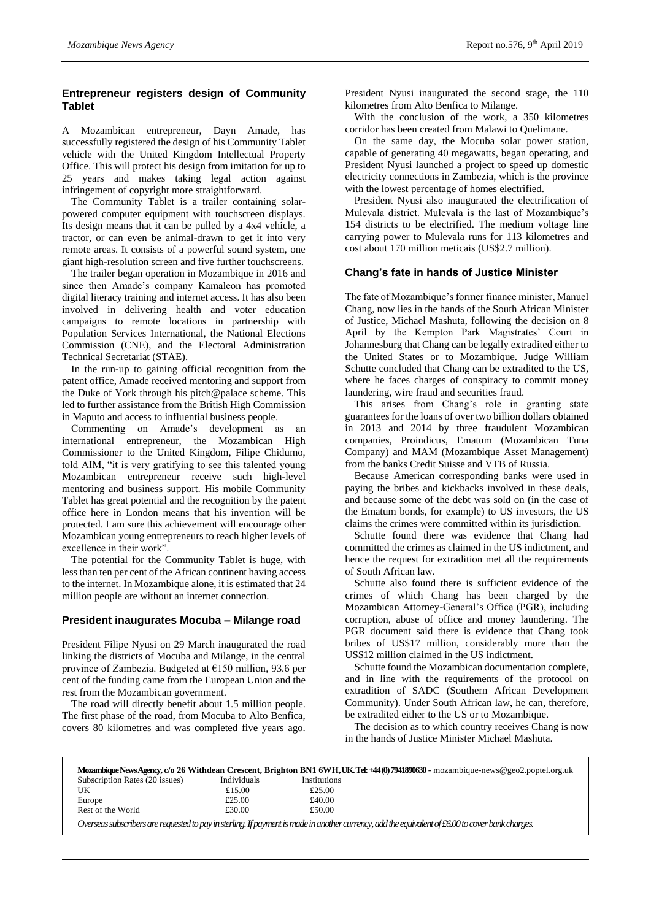## Entrepreneur registers design of Community Tablet

A Mozambican entrepreneur, Dayn Amade, has successfully registered the design of his Community Tablet vehicle with the United Kingdom Intellectual Property Office. This will protect his design from imitation for up to 25 years and makes taking legal action against infringement of copyright more straightforward.

The Community Tablet is a trailer containing solar-powered computer equipment with touchscreen displays. Its design means that it can be pulled by a 4x4 vehicle, a tractor, or can even be animal-drawn to get it into very remote areas. It consists of a powerful sound system, one giant high-resolution screen and five further touchscreens.

The trailer began operation in Mozambique in 2016 and since then Amade's company Kamaleon has promoted digital literacy training and internet access. It has also been involved in delivering health and voter education campaigns to remote locations in partnership with Population Services International, the National Elections Commission (CNE), and the Electoral Administration Technical Secretariat (STAE).

In the run-up to gaining official recognition from the patent office, Amade received mentoring and support from the Duke of York through his pitch@palace scheme. This led to further assistance from the British High Commission in Maputo and access to influential business people.

Commenting on Amade's development as an international entrepreneur, the Mozambican High Commissioner to the United Kingdom, Filipe Chidumo, told AIM, "it is very gratifying to see this talented young Mozambican entrepreneur receive such high-level mentoring and business support. His mobile Community Tablet has great potential and the recognition by the patent office here in London means that his invention will be protected. I am sure this achievement will encourage other Mozambican young entrepreneurs to reach higher levels of excellence in their work".

The potential for the Community Tablet is huge, with less than ten per cent of the African continent having access to the internet. In Mozambique alone, it is estimated that 24 million people are without an internet connection.

## President inaugurates Mocuba – Milange road

President Filipe Nyusi on 29 March inaugurated the road linking the districts of Mocuba and Milange, in the central province of Zambezia. Budgeted at €150 million, 93.6 per cent of the funding came from the European Union and the rest from the Mozambican government.

The road will directly benefit about 1.5 million people. The first phase of the road, from Mocuba to Alto Benfica, covers 80 kilometres and was completed five years ago. President Nyusi inaugurated the second stage, the 110 kilometres from Alto Benfica to Milange.

With the conclusion of the work, a 350 kilometres corridor has been created from Malawi to Quelimane.

On the same day, the Mocuba solar power station, capable of generating 40 megawatts, began operating, and President Nyusi launched a project to speed up domestic electricity connections in Zambezia, which is the province with the lowest percentage of homes electrified.

President Nyusi also inaugurated the electrification of Mulevala district. Mulevala is the last of Mozambique's 154 districts to be electrified. The medium voltage line carrying power to Mulevala runs for 113 kilometres and cost about 170 million meticais (US$2.7 million).

## Chang's fate in hands of Justice Minister

The fate of Mozambique's former finance minister, Manuel Chang, now lies in the hands of the South African Minister of Justice, Michael Mashuta, following the decision on 8 April by the Kempton Park Magistrates' Court in Johannesburg that Chang can be legally extradited either to the United States or to Mozambique. Judge William Schutte concluded that Chang can be extradited to the US, where he faces charges of conspiracy to commit money laundering, wire fraud and securities fraud.

This arises from Chang's role in granting state guarantees for the loans of over two billion dollars obtained in 2013 and 2014 by three fraudulent Mozambican companies, Proindicus, Ematum (Mozambican Tuna Company) and MAM (Mozambique Asset Management) from the banks Credit Suisse and VTB of Russia.

Because American corresponding banks were used in paying the bribes and kickbacks involved in these deals, and because some of the debt was sold on (in the case of the Ematum bonds, for example) to US investors, the US claims the crimes were committed within its jurisdiction.

Schutte found there was evidence that Chang had committed the crimes as claimed in the US indictment, and hence the request for extradition met all the requirements of South African law.

Schutte also found there is sufficient evidence of the crimes of which Chang has been charged by the Mozambican Attorney-General's Office (PGR), including corruption, abuse of office and money laundering. The PGR document said there is evidence that Chang took bribes of US$17 million, considerably more than the US$12 million claimed in the US indictment.

Schutte found the Mozambican documentation complete, and in line with the requirements of the protocol on extradition of SADC (Southern African Development Community). Under South African law, he can, therefore, be extradited either to the US or to Mozambique.

The decision as to which country receives Chang is now in the hands of Justice Minister Michael Mashuta.

---

**Mozambique News Agency, c/o 26 Withdean Crescent, Brighton BN1 6WH, UK. Tel: +44 (0) 7941890630** - mozambique-news@geo2.poptel.org.uk

| Subscription Rates (20 issues) | Individuals | Institutions |
|---|---|---|
| UK | £15.00 | £25.00 |
| Europe | £25.00 | £40.00 |
| Rest of the World | £30.00 | £50.00 |

*Overseas subscribers are requested to pay in sterling. If payment is made in another currency, add the equivalent of £6.00 to cover bank charges.*